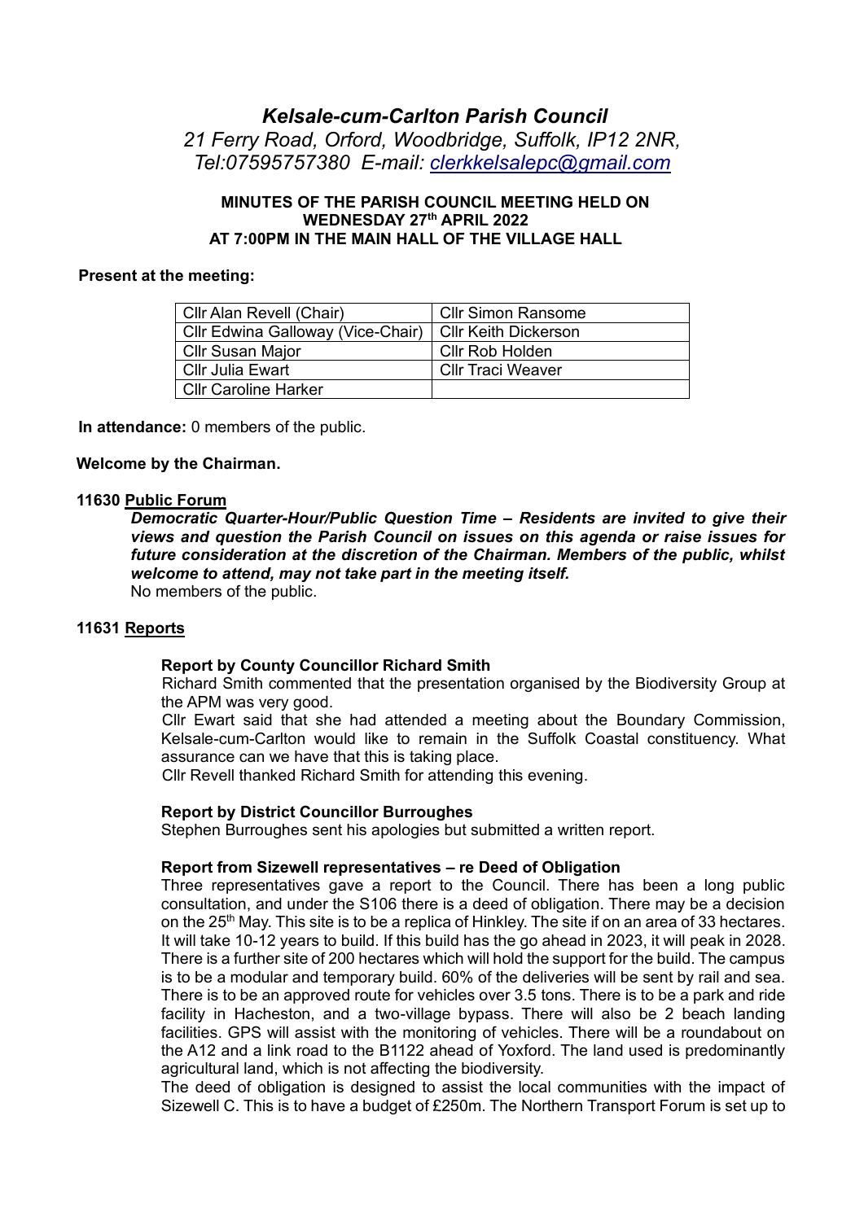# *Kelsale-cum-Carlton Parish Council*

*21 Ferry Road, Orford, Woodbridge, Suffolk, IP12 2NR, Tel:07595757380 E-mail: clerkkelsalepc@gmail.com*

**MINUTES OF THE PARISH COUNCIL MEETING HELD ON WEDNESDAY 27th APRIL 2022 AT 7:00PM IN THE MAIN HALL OF THE VILLAGE HALL**

**Present at the meeting:**

| | |
|---|---|
| Cllr Alan Revell (Chair) | Cllr Simon Ransome |
| Cllr Edwina Galloway (Vice-Chair) | Cllr Keith Dickerson |
| Cllr Susan Major | Cllr Rob Holden |
| Cllr Julia Ewart | Cllr Traci Weaver |
| Cllr Caroline Harker | |

**In attendance:** 0 members of the public.

**Welcome by the Chairman.**

**11630 Public Forum**

***Democratic Quarter-Hour/Public Question Time – Residents are invited to give their views and question the Parish Council on issues on this agenda or raise issues for future consideration at the discretion of the Chairman. Members of the public, whilst welcome to attend, may not take part in the meeting itself.***

No members of the public.

**11631 Reports**

**Report by County Councillor Richard Smith**

Richard Smith commented that the presentation organised by the Biodiversity Group at the APM was very good.

Cllr Ewart said that she had attended a meeting about the Boundary Commission, Kelsale-cum-Carlton would like to remain in the Suffolk Coastal constituency. What assurance can we have that this is taking place.

Cllr Revell thanked Richard Smith for attending this evening.

**Report by District Councillor Burroughes**

Stephen Burroughes sent his apologies but submitted a written report.

**Report from Sizewell representatives – re Deed of Obligation**

Three representatives gave a report to the Council. There has been a long public consultation, and under the S106 there is a deed of obligation. There may be a decision on the 25th May. This site is to be a replica of Hinkley. The site if on an area of 33 hectares. It will take 10-12 years to build. If this build has the go ahead in 2023, it will peak in 2028. There is a further site of 200 hectares which will hold the support for the build. The campus is to be a modular and temporary build. 60% of the deliveries will be sent by rail and sea. There is to be an approved route for vehicles over 3.5 tons. There is to be a park and ride facility in Hacheston, and a two-village bypass. There will also be 2 beach landing facilities. GPS will assist with the monitoring of vehicles. There will be a roundabout on the A12 and a link road to the B1122 ahead of Yoxford. The land used is predominantly agricultural land, which is not affecting the biodiversity.

The deed of obligation is designed to assist the local communities with the impact of Sizewell C. This is to have a budget of £250m. The Northern Transport Forum is set up to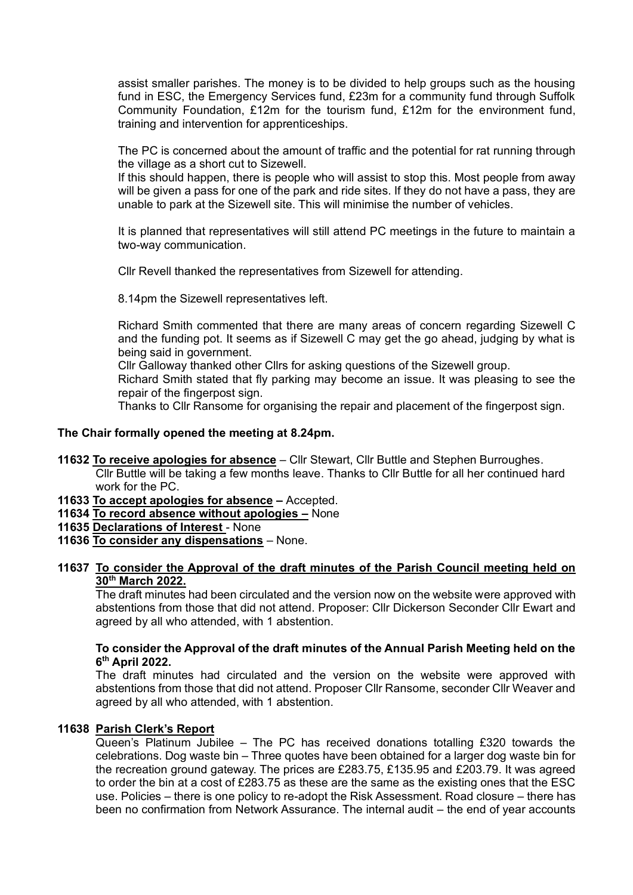assist smaller parishes. The money is to be divided to help groups such as the housing fund in ESC, the Emergency Services fund, £23m for a community fund through Suffolk Community Foundation, £12m for the tourism fund, £12m for the environment fund, training and intervention for apprenticeships.

The PC is concerned about the amount of traffic and the potential for rat running through the village as a short cut to Sizewell.

If this should happen, there is people who will assist to stop this. Most people from away will be given a pass for one of the park and ride sites. If they do not have a pass, they are unable to park at the Sizewell site. This will minimise the number of vehicles.

It is planned that representatives will still attend PC meetings in the future to maintain a two-way communication.

Cllr Revell thanked the representatives from Sizewell for attending.

8.14pm the Sizewell representatives left.

Richard Smith commented that there are many areas of concern regarding Sizewell C and the funding pot. It seems as if Sizewell C may get the go ahead, judging by what is being said in government.

Cllr Galloway thanked other Cllrs for asking questions of the Sizewell group.

Richard Smith stated that fly parking may become an issue. It was pleasing to see the repair of the fingerpost sign.

Thanks to Cllr Ransome for organising the repair and placement of the fingerpost sign.

**The Chair formally opened the meeting at 8.24pm.**

**11632 To receive apologies for absence** – Cllr Stewart, Cllr Buttle and Stephen Burroughes.
Cllr Buttle will be taking a few months leave. Thanks to Cllr Buttle for all her continued hard work for the PC.

**11633 To accept apologies for absence –** Accepted.

**11634 To record absence without apologies –** None

**11635 Declarations of Interest** - None

**11636 To consider any dispensations** – None.

**11637 To consider the Approval of the draft minutes of the Parish Council meeting held on 30th March 2022.**

The draft minutes had been circulated and the version now on the website were approved with abstentions from those that did not attend. Proposer: Cllr Dickerson Seconder Cllr Ewart and agreed by all who attended, with 1 abstention.

**To consider the Approval of the draft minutes of the Annual Parish Meeting held on the 6th April 2022.**

The draft minutes had circulated and the version on the website were approved with abstentions from those that did not attend. Proposer Cllr Ransome, seconder Cllr Weaver and agreed by all who attended, with 1 abstention.

**11638 Parish Clerk's Report**

Queen's Platinum Jubilee – The PC has received donations totalling £320 towards the celebrations. Dog waste bin – Three quotes have been obtained for a larger dog waste bin for the recreation ground gateway. The prices are £283.75, £135.95 and £203.79. It was agreed to order the bin at a cost of £283.75 as these are the same as the existing ones that the ESC use. Policies – there is one policy to re-adopt the Risk Assessment. Road closure – there has been no confirmation from Network Assurance. The internal audit – the end of year accounts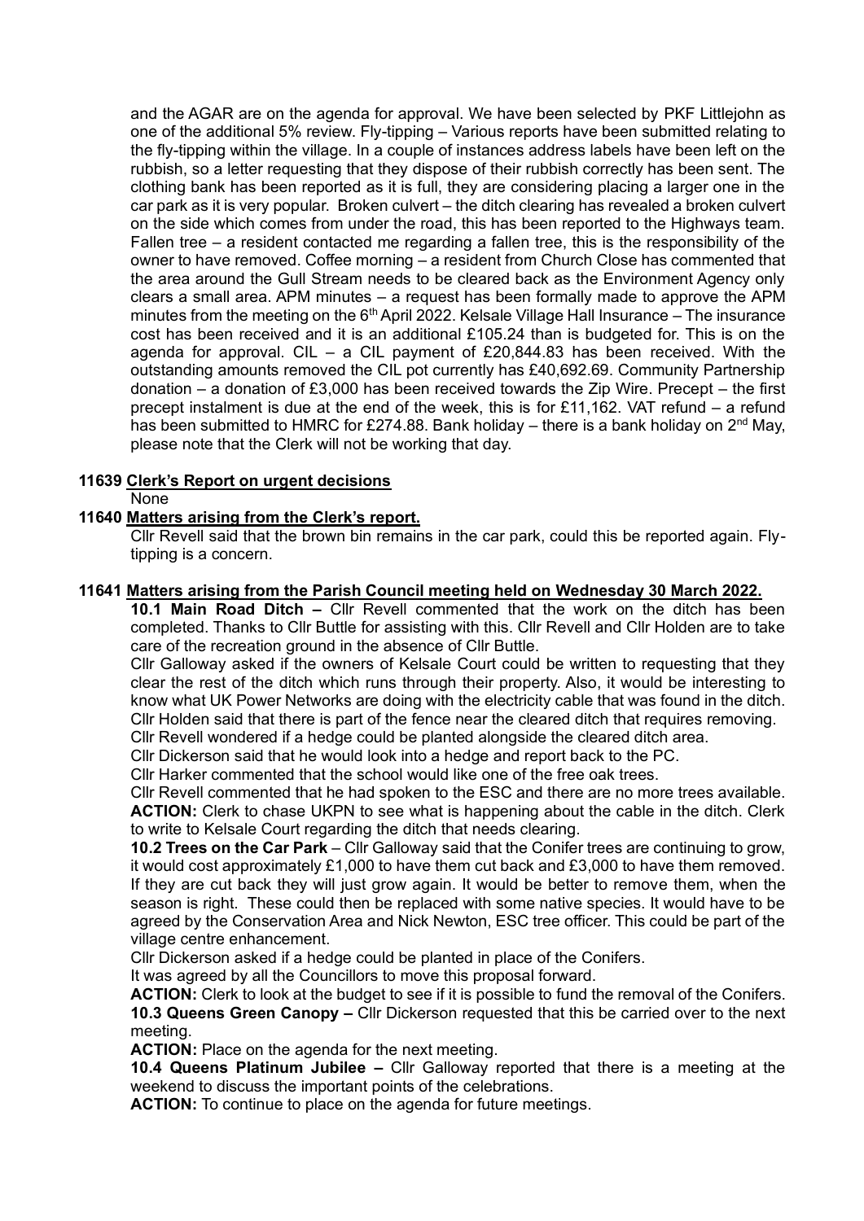and the AGAR are on the agenda for approval. We have been selected by PKF Littlejohn as one of the additional 5% review. Fly-tipping – Various reports have been submitted relating to the fly-tipping within the village. In a couple of instances address labels have been left on the rubbish, so a letter requesting that they dispose of their rubbish correctly has been sent. The clothing bank has been reported as it is full, they are considering placing a larger one in the car park as it is very popular. Broken culvert – the ditch clearing has revealed a broken culvert on the side which comes from under the road, this has been reported to the Highways team. Fallen tree – a resident contacted me regarding a fallen tree, this is the responsibility of the owner to have removed. Coffee morning – a resident from Church Close has commented that the area around the Gull Stream needs to be cleared back as the Environment Agency only clears a small area. APM minutes – a request has been formally made to approve the APM minutes from the meeting on the 6th April 2022. Kelsale Village Hall Insurance – The insurance cost has been received and it is an additional £105.24 than is budgeted for. This is on the agenda for approval. CIL – a CIL payment of £20,844.83 has been received. With the outstanding amounts removed the CIL pot currently has £40,692.69. Community Partnership donation – a donation of £3,000 has been received towards the Zip Wire. Precept – the first precept instalment is due at the end of the week, this is for £11,162. VAT refund – a refund has been submitted to HMRC for £274.88. Bank holiday – there is a bank holiday on 2nd May, please note that the Clerk will not be working that day.

**11639 Clerk's Report on urgent decisions**

None

**11640 Matters arising from the Clerk's report.**

Cllr Revell said that the brown bin remains in the car park, could this be reported again. Fly-tipping is a concern.

**11641 Matters arising from the Parish Council meeting held on Wednesday 30 March 2022.**

**10.1 Main Road Ditch –** Cllr Revell commented that the work on the ditch has been completed. Thanks to Cllr Buttle for assisting with this. Cllr Revell and Cllr Holden are to take care of the recreation ground in the absence of Cllr Buttle.

Cllr Galloway asked if the owners of Kelsale Court could be written to requesting that they clear the rest of the ditch which runs through their property. Also, it would be interesting to know what UK Power Networks are doing with the electricity cable that was found in the ditch.

Cllr Holden said that there is part of the fence near the cleared ditch that requires removing.

Cllr Revell wondered if a hedge could be planted alongside the cleared ditch area.

Cllr Dickerson said that he would look into a hedge and report back to the PC.

Cllr Harker commented that the school would like one of the free oak trees.

Cllr Revell commented that he had spoken to the ESC and there are no more trees available.

**ACTION:** Clerk to chase UKPN to see what is happening about the cable in the ditch. Clerk to write to Kelsale Court regarding the ditch that needs clearing.

**10.2 Trees on the Car Park** – Cllr Galloway said that the Conifer trees are continuing to grow, it would cost approximately £1,000 to have them cut back and £3,000 to have them removed. If they are cut back they will just grow again. It would be better to remove them, when the season is right. These could then be replaced with some native species. It would have to be agreed by the Conservation Area and Nick Newton, ESC tree officer. This could be part of the village centre enhancement.

Cllr Dickerson asked if a hedge could be planted in place of the Conifers.

It was agreed by all the Councillors to move this proposal forward.

**ACTION:** Clerk to look at the budget to see if it is possible to fund the removal of the Conifers.

**10.3 Queens Green Canopy –** Cllr Dickerson requested that this be carried over to the next meeting.

**ACTION:** Place on the agenda for the next meeting.

**10.4 Queens Platinum Jubilee –** Cllr Galloway reported that there is a meeting at the weekend to discuss the important points of the celebrations.

**ACTION:** To continue to place on the agenda for future meetings.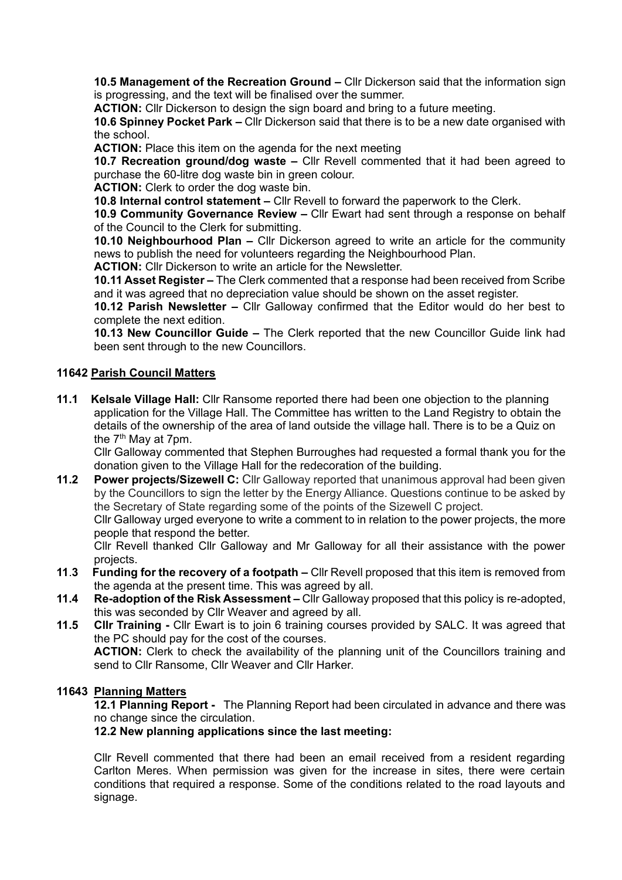**10.5 Management of the Recreation Ground –** Cllr Dickerson said that the information sign is progressing, and the text will be finalised over the summer.

**ACTION:** Cllr Dickerson to design the sign board and bring to a future meeting.

**10.6 Spinney Pocket Park –** Cllr Dickerson said that there is to be a new date organised with the school.

**ACTION:** Place this item on the agenda for the next meeting

**10.7 Recreation ground/dog waste –** Cllr Revell commented that it had been agreed to purchase the 60-litre dog waste bin in green colour.

**ACTION:** Clerk to order the dog waste bin.

**10.8 Internal control statement –** Cllr Revell to forward the paperwork to the Clerk.

**10.9 Community Governance Review –** Cllr Ewart had sent through a response on behalf of the Council to the Clerk for submitting.

**10.10 Neighbourhood Plan –** Cllr Dickerson agreed to write an article for the community news to publish the need for volunteers regarding the Neighbourhood Plan.

**ACTION:** Cllr Dickerson to write an article for the Newsletter.

**10.11 Asset Register –** The Clerk commented that a response had been received from Scribe and it was agreed that no depreciation value should be shown on the asset register.

**10.12 Parish Newsletter –** Cllr Galloway confirmed that the Editor would do her best to complete the next edition.

**10.13 New Councillor Guide –** The Clerk reported that the new Councillor Guide link had been sent through to the new Councillors.

## 11642 Parish Council Matters

**11.1 Kelsale Village Hall:** Cllr Ransome reported there had been one objection to the planning application for the Village Hall. The Committee has written to the Land Registry to obtain the details of the ownership of the area of land outside the village hall. There is to be a Quiz on the 7th May at 7pm.

Cllr Galloway commented that Stephen Burroughes had requested a formal thank you for the donation given to the Village Hall for the redecoration of the building.

**11.2 Power projects/Sizewell C:** Cllr Galloway reported that unanimous approval had been given by the Councillors to sign the letter by the Energy Alliance. Questions continue to be asked by the Secretary of State regarding some of the points of the Sizewell C project.

Cllr Galloway urged everyone to write a comment to in relation to the power projects, the more people that respond the better.

Cllr Revell thanked Cllr Galloway and Mr Galloway for all their assistance with the power projects.

**11.3 Funding for the recovery of a footpath –** Cllr Revell proposed that this item is removed from the agenda at the present time. This was agreed by all.

**11.4 Re-adoption of the Risk Assessment –** Cllr Galloway proposed that this policy is re-adopted, this was seconded by Cllr Weaver and agreed by all.

**11.5 Cllr Training -** Cllr Ewart is to join 6 training courses provided by SALC. It was agreed that the PC should pay for the cost of the courses.

**ACTION:** Clerk to check the availability of the planning unit of the Councillors training and send to Cllr Ransome, Cllr Weaver and Cllr Harker.

## 11643 Planning Matters

**12.1 Planning Report -** The Planning Report had been circulated in advance and there was no change since the circulation.

**12.2 New planning applications since the last meeting:**

Cllr Revell commented that there had been an email received from a resident regarding Carlton Meres. When permission was given for the increase in sites, there were certain conditions that required a response. Some of the conditions related to the road layouts and signage.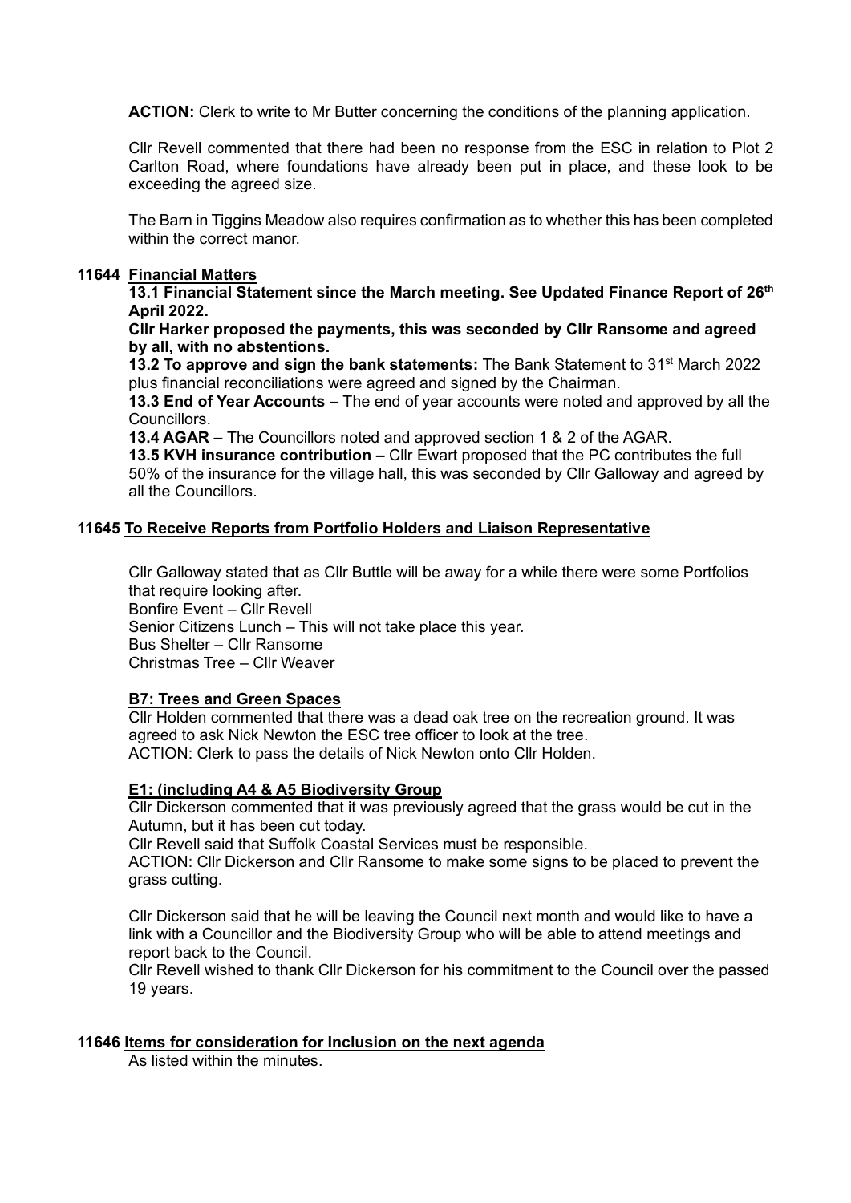**ACTION:** Clerk to write to Mr Butter concerning the conditions of the planning application.

Cllr Revell commented that there had been no response from the ESC in relation to Plot 2 Carlton Road, where foundations have already been put in place, and these look to be exceeding the agreed size.

The Barn in Tiggins Meadow also requires confirmation as to whether this has been completed within the correct manor.

**11644 <u>Financial Matters</u>**

**13.1 Financial Statement since the March meeting. See Updated Finance Report of 26th April 2022.**

**Cllr Harker proposed the payments, this was seconded by Cllr Ransome and agreed by all, with no abstentions.**

**13.2 To approve and sign the bank statements:** The Bank Statement to 31st March 2022 plus financial reconciliations were agreed and signed by the Chairman.

**13.3 End of Year Accounts –** The end of year accounts were noted and approved by all the Councillors.

**13.4 AGAR –** The Councillors noted and approved section 1 & 2 of the AGAR.

**13.5 KVH insurance contribution –** Cllr Ewart proposed that the PC contributes the full 50% of the insurance for the village hall, this was seconded by Cllr Galloway and agreed by all the Councillors.

**11645 <u>To Receive Reports from Portfolio Holders and Liaison Representative</u>**

Cllr Galloway stated that as Cllr Buttle will be away for a while there were some Portfolios that require looking after.

Bonfire Event – Cllr Revell
Senior Citizens Lunch – This will not take place this year.
Bus Shelter – Cllr Ransome
Christmas Tree – Cllr Weaver

**<u>B7: Trees and Green Spaces</u>**

Cllr Holden commented that there was a dead oak tree on the recreation ground. It was agreed to ask Nick Newton the ESC tree officer to look at the tree.

ACTION: Clerk to pass the details of Nick Newton onto Cllr Holden.

**<u>E1: (including A4 & A5 Biodiversity Group</u>**

Cllr Dickerson commented that it was previously agreed that the grass would be cut in the Autumn, but it has been cut today.

Cllr Revell said that Suffolk Coastal Services must be responsible.

ACTION: Cllr Dickerson and Cllr Ransome to make some signs to be placed to prevent the grass cutting.

Cllr Dickerson said that he will be leaving the Council next month and would like to have a link with a Councillor and the Biodiversity Group who will be able to attend meetings and report back to the Council.

Cllr Revell wished to thank Cllr Dickerson for his commitment to the Council over the passed 19 years.

**11646 <u>Items for consideration for Inclusion on the next agenda</u>**

As listed within the minutes.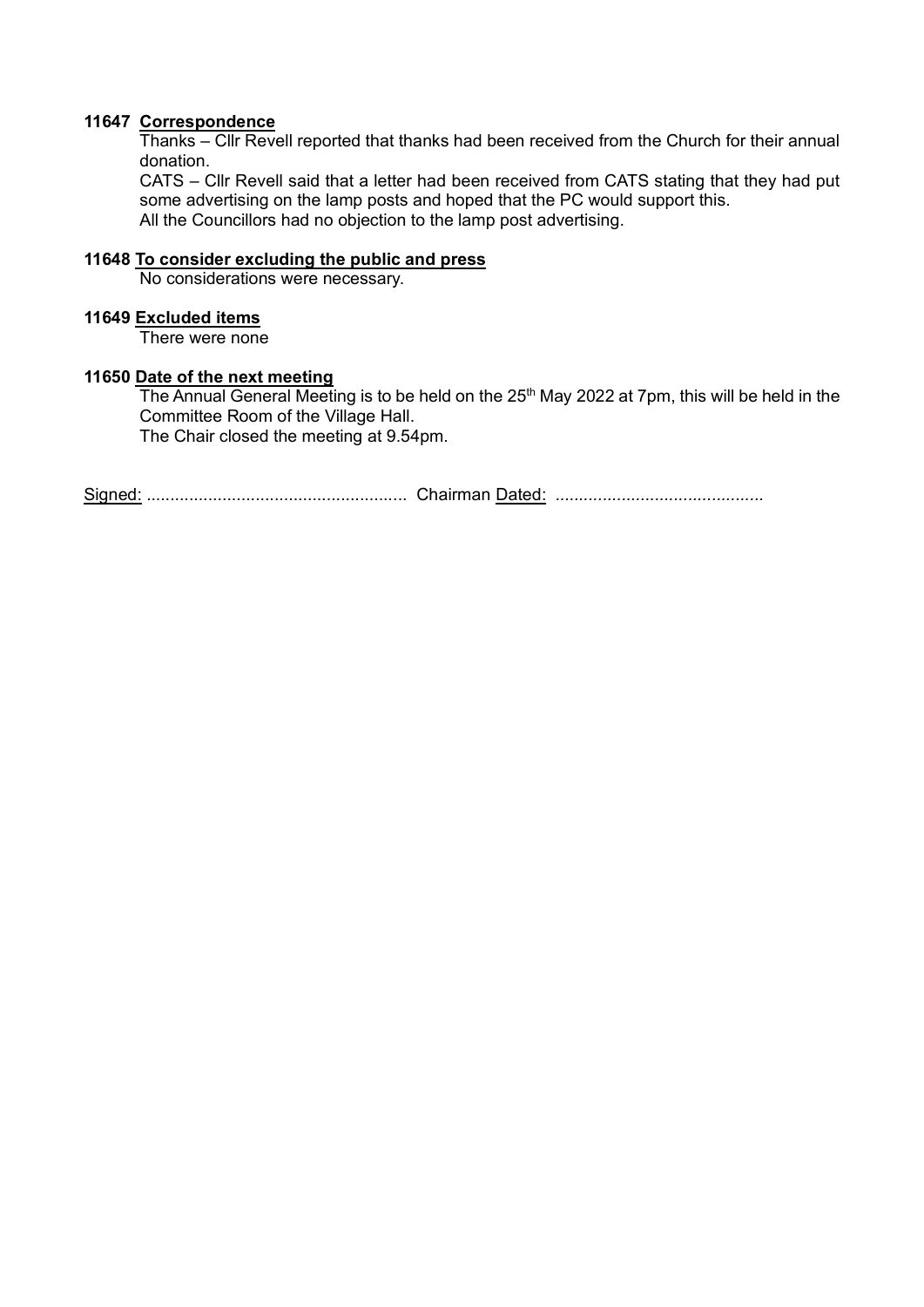**11647 Correspondence**

Thanks – Cllr Revell reported that thanks had been received from the Church for their annual donation.

CATS – Cllr Revell said that a letter had been received from CATS stating that they had put some advertising on the lamp posts and hoped that the PC would support this.

All the Councillors had no objection to the lamp post advertising.

**11648 To consider excluding the public and press**

No considerations were necessary.

**11649 Excluded items**

There were none

**11650 Date of the next meeting**

The Annual General Meeting is to be held on the 25th May 2022 at 7pm, this will be held in the Committee Room of the Village Hall.

The Chair closed the meeting at 9.54pm.

Signed: ...................................................... Chairman Dated: ...........................................